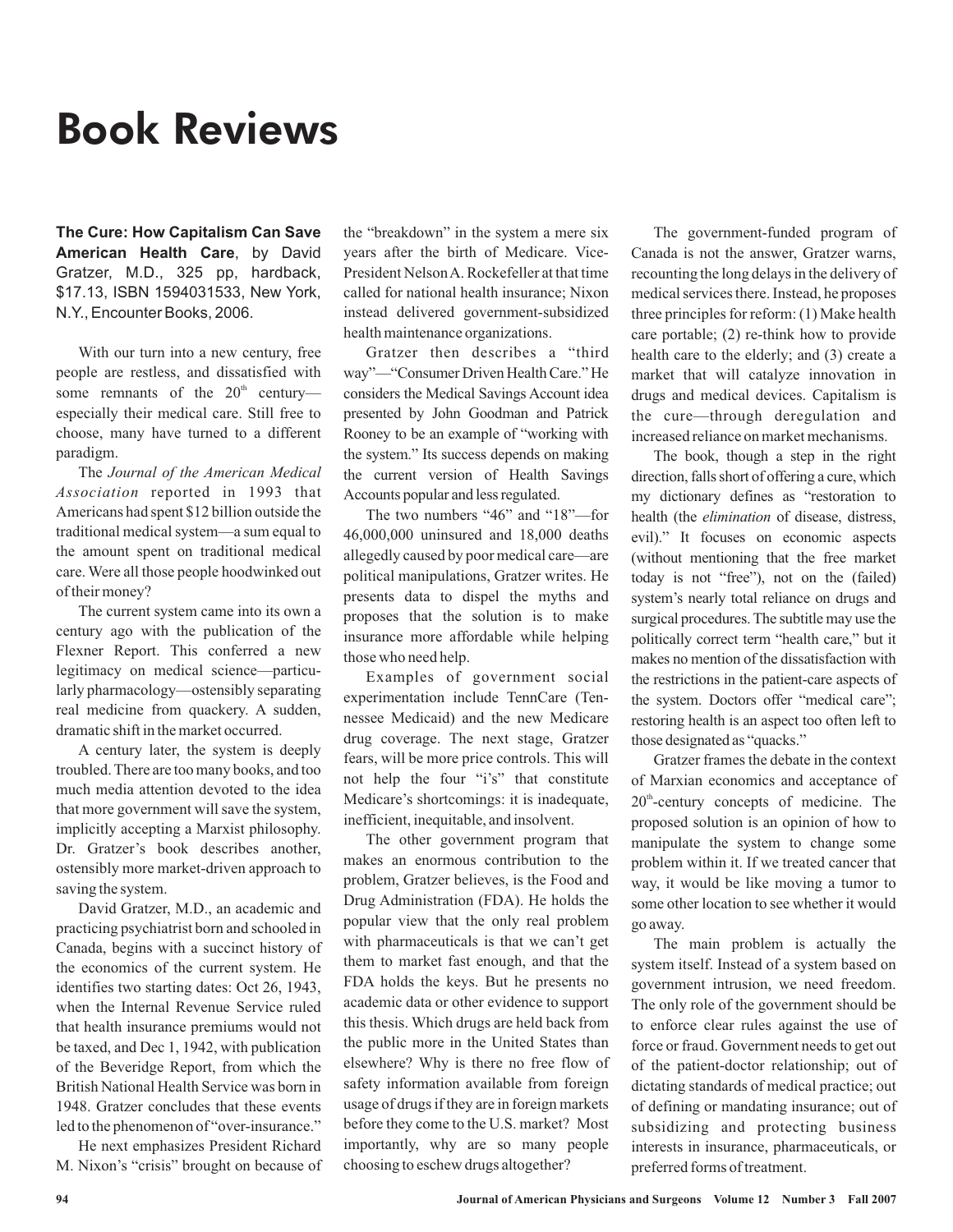# Book Reviews

**The Cure: How Capitalism Can Save American Health Care**, by David Gratzer, M.D., 325 pp, hardback, $17.13, ISBN 1594031533, New York, N.Y., Encounter Books, 2006.

With our turn into a new century, free people are restless, and dissatisfied with some remnants of the 20th century—especially their medical care. Still free to choose, many have turned to a different paradigm.

The *Journal of the American Medical Association* reported in 1993 that Americans had spent $12 billion outside the traditional medical system—a sum equal to the amount spent on traditional medical care. Were all those people hoodwinked out of their money?

The current system came into its own a century ago with the publication of the Flexner Report. This conferred a new legitimacy on medical science—particularly pharmacology—ostensibly separating real medicine from quackery. A sudden, dramatic shift in the market occurred.

A century later, the system is deeply troubled. There are too many books, and too much media attention devoted to the idea that more government will save the system, implicitly accepting a Marxist philosophy. Dr. Gratzer's book describes another, ostensibly more market-driven approach to saving the system.

David Gratzer, M.D., an academic and practicing psychiatrist born and schooled in Canada, begins with a succinct history of the economics of the current system. He identifies two starting dates: Oct 26, 1943, when the Internal Revenue Service ruled that health insurance premiums would not be taxed, and Dec 1, 1942, with publication of the Beveridge Report, from which the British National Health Service was born in 1948. Gratzer concludes that these events led to the phenomenon of "over-insurance."

He next emphasizes President Richard M. Nixon's "crisis" brought on because of the "breakdown" in the system a mere six years after the birth of Medicare. Vice-President Nelson A. Rockefeller at that time called for national health insurance; Nixon instead delivered government-subsidized health maintenance organizations.

Gratzer then describes a "third way"—"Consumer Driven Health Care." He considers the Medical Savings Account idea presented by John Goodman and Patrick Rooney to be an example of "working with the system." Its success depends on making the current version of Health Savings Accounts popular and less regulated.

The two numbers "46" and "18"—for 46,000,000 uninsured and 18,000 deaths allegedly caused by poor medical care—are political manipulations, Gratzer writes. He presents data to dispel the myths and proposes that the solution is to make insurance more affordable while helping those who need help.

Examples of government social experimentation include TennCare (Tennessee Medicaid) and the new Medicare drug coverage. The next stage, Gratzer fears, will be more price controls. This will not help the four "i's" that constitute Medicare's shortcomings: it is inadequate, inefficient, inequitable, and insolvent.

The other government program that makes an enormous contribution to the problem, Gratzer believes, is the Food and Drug Administration (FDA). He holds the popular view that the only real problem with pharmaceuticals is that we can't get them to market fast enough, and that the FDA holds the keys. But he presents no academic data or other evidence to support this thesis. Which drugs are held back from the public more in the United States than elsewhere? Why is there no free flow of safety information available from foreign usage of drugs if they are in foreign markets before they come to the U.S. market? Most importantly, why are so many people choosing to eschew drugs altogether?

The government-funded program of Canada is not the answer, Gratzer warns, recounting the long delays in the delivery of medical services there. Instead, he proposes three principles for reform: (1) Make health care portable; (2) re-think how to provide health care to the elderly; and (3) create a market that will catalyze innovation in drugs and medical devices. Capitalism is the cure—through deregulation and increased reliance on market mechanisms.

The book, though a step in the right direction, falls short of offering a cure, which my dictionary defines as "restoration to health (the *elimination* of disease, distress, evil)." It focuses on economic aspects (without mentioning that the free market today is not "free"), not on the (failed) system's nearly total reliance on drugs and surgical procedures. The subtitle may use the politically correct term "health care," but it makes no mention of the dissatisfaction with the restrictions in the patient-care aspects of the system. Doctors offer "medical care"; restoring health is an aspect too often left to those designated as "quacks."

Gratzer frames the debate in the context of Marxian economics and acceptance of 20th-century concepts of medicine. The proposed solution is an opinion of how to manipulate the system to change some problem within it. If we treated cancer that way, it would be like moving a tumor to some other location to see whether it would go away.

The main problem is actually the system itself. Instead of a system based on government intrusion, we need freedom. The only role of the government should be to enforce clear rules against the use of force or fraud. Government needs to get out of the patient-doctor relationship; out of dictating standards of medical practice; out of defining or mandating insurance; out of subsidizing and protecting business interests in insurance, pharmaceuticals, or preferred forms of treatment.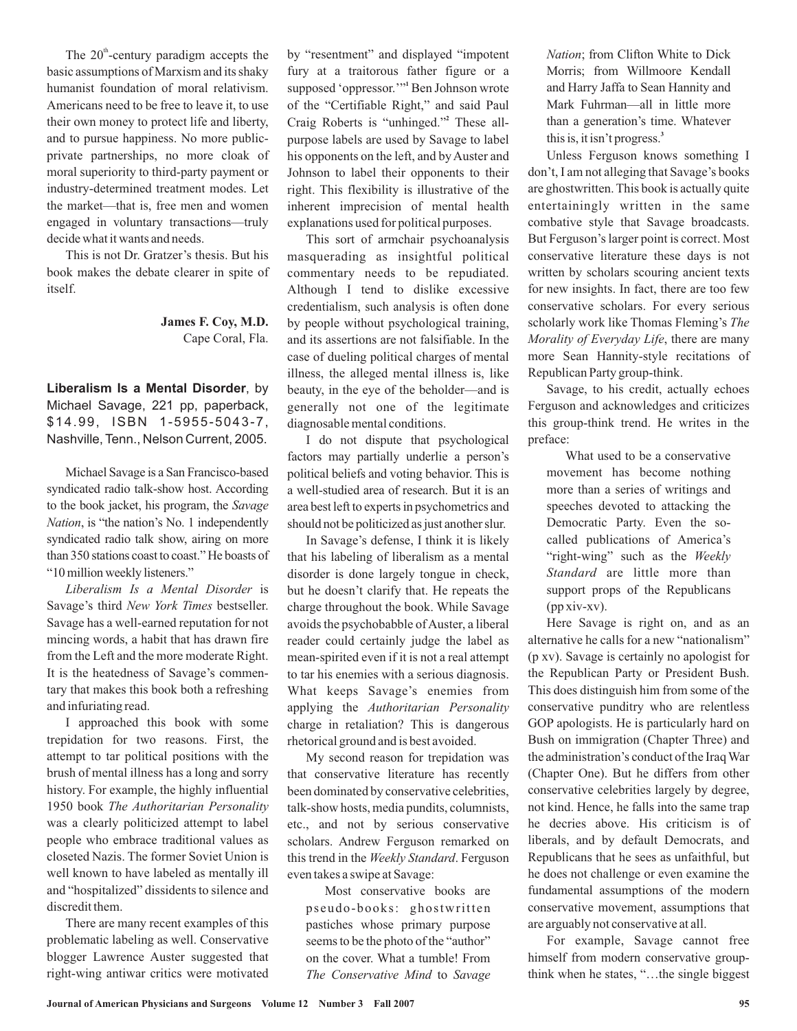The 20th-century paradigm accepts the basic assumptions of Marxism and its shaky humanist foundation of moral relativism. Americans need to be free to leave it, to use their own money to protect life and liberty, and to pursue happiness. No more public-private partnerships, no more cloak of moral superiority to third-party payment or industry-determined treatment modes. Let the market—that is, free men and women engaged in voluntary transactions—truly decide what it wants and needs.

This is not Dr. Gratzer's thesis. But his book makes the debate clearer in spite of itself.

**James F. Coy, M.D.**
Cape Coral, Fla.

**Liberalism Is a Mental Disorder**, by Michael Savage, 221 pp, paperback, $14.99, ISBN 1-5955-5043-7, Nashville, Tenn., Nelson Current, 2005.

Michael Savage is a San Francisco-based syndicated radio talk-show host. According to the book jacket, his program, the *Savage Nation*, is "the nation's No. 1 independently syndicated radio talk show, airing on more than 350 stations coast to coast." He boasts of "10 million weekly listeners."

*Liberalism Is a Mental Disorder* is Savage's third *New York Times* bestseller. Savage has a well-earned reputation for not mincing words, a habit that has drawn fire from the Left and the more moderate Right. It is the heatedness of Savage's commentary that makes this book both a refreshing and infuriating read.

I approached this book with some trepidation for two reasons. First, the attempt to tar political positions with the brush of mental illness has a long and sorry history. For example, the highly influential 1950 book *The Authoritarian Personality* was a clearly politicized attempt to label people who embrace traditional values as closeted Nazis. The former Soviet Union is well known to have labeled as mentally ill and "hospitalized" dissidents to silence and discredit them.

There are many recent examples of this problematic labeling as well. Conservative blogger Lawrence Auster suggested that right-wing antiwar critics were motivated by "resentment" and displayed "impotent fury at a traitorous father figure or a supposed 'oppressor.'"[1] Ben Johnson wrote of the "Certifiable Right," and said Paul Craig Roberts is "unhinged."[2] These all-purpose labels are used by Savage to label his opponents on the left, and by Auster and Johnson to label their opponents to their right. This flexibility is illustrative of the inherent imprecision of mental health explanations used for political purposes.

This sort of armchair psychoanalysis masquerading as insightful political commentary needs to be repudiated. Although I tend to dislike excessive credentialism, such analysis is often done by people without psychological training, and its assertions are not falsifiable. In the case of dueling political charges of mental illness, the alleged mental illness is, like beauty, in the eye of the beholder—and is generally not one of the legitimate diagnosable mental conditions.

I do not dispute that psychological factors may partially underlie a person's political beliefs and voting behavior. This is a well-studied area of research. But it is an area best left to experts in psychometrics and should not be politicized as just another slur.

In Savage's defense, I think it is likely that his labeling of liberalism as a mental disorder is done largely tongue in check, but he doesn't clarify that. He repeats the charge throughout the book. While Savage avoids the psychobabble of Auster, a liberal reader could certainly judge the label as mean-spirited even if it is not a real attempt to tar his enemies with a serious diagnosis. What keeps Savage's enemies from applying the *Authoritarian Personality* charge in retaliation? This is dangerous rhetorical ground and is best avoided.

My second reason for trepidation was that conservative literature has recently been dominated by conservative celebrities, talk-show hosts, media pundits, columnists, etc., and not by serious conservative scholars. Andrew Ferguson remarked on this trend in the *Weekly Standard*. Ferguson even takes a swipe at Savage:

> Most conservative books are pseudo-books: ghostwritten pastiches whose primary purpose seems to be the photo of the "author" on the cover. What a tumble! From *The Conservative Mind* to *Savage Nation*; from Clifton White to Dick Morris; from Willmoore Kendall and Harry Jaffa to Sean Hannity and Mark Fuhrman—all in little more than a generation's time. Whatever this is, it isn't progress.[3]

Unless Ferguson knows something I don't, I am not alleging that Savage's books are ghostwritten. This book is actually quite entertainingly written in the same combative style that Savage broadcasts. But Ferguson's larger point is correct. Most conservative literature these days is not written by scholars scouring ancient texts for new insights. In fact, there are too few conservative scholars. For every serious scholarly work like Thomas Fleming's *The Morality of Everyday Life*, there are many more Sean Hannity-style recitations of Republican Party group-think.

Savage, to his credit, actually echoes Ferguson and acknowledges and criticizes this group-think trend. He writes in the preface:

> What used to be a conservative movement has become nothing more than a series of writings and speeches devoted to attacking the Democratic Party. Even the so-called publications of America's "right-wing" such as the *Weekly Standard* are little more than support props of the Republicans (pp xiv-xv).

Here Savage is right on, and as an alternative he calls for a new "nationalism" (p xv). Savage is certainly no apologist for the Republican Party or President Bush. This does distinguish him from some of the conservative punditry who are relentless GOP apologists. He is particularly hard on Bush on immigration (Chapter Three) and the administration's conduct of the Iraq War (Chapter One). But he differs from other conservative celebrities largely by degree, not kind. Hence, he falls into the same trap he decries above. His criticism is of liberals, and by default Democrats, and Republicans that he sees as unfaithful, but he does not challenge or even examine the fundamental assumptions of the modern conservative movement, assumptions that are arguably not conservative at all.

For example, Savage cannot free himself from modern conservative group-think when he states, "…the single biggest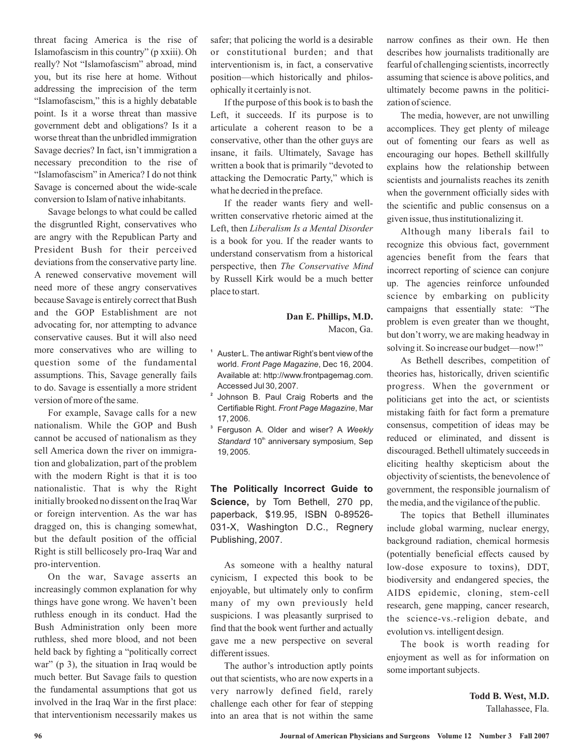threat facing America is the rise of Islamofascism in this country" (p xxiii). Oh really? Not "Islamofascism" abroad, mind you, but its rise here at home. Without addressing the imprecision of the term "Islamofascism," this is a highly debatable point. Is it a worse threat than massive government debt and obligations? Is it a worse threat than the unbridled immigration Savage decries? In fact, isn't immigration a necessary precondition to the rise of "Islamofascism" in America? I do not think Savage is concerned about the wide-scale conversion to Islam of native inhabitants.

Savage belongs to what could be called the disgruntled Right, conservatives who are angry with the Republican Party and President Bush for their perceived deviations from the conservative party line. A renewed conservative movement will need more of these angry conservatives because Savage is entirely correct that Bush and the GOP Establishment are not advocating for, nor attempting to advance conservative causes. But it will also need more conservatives who are willing to question some of the fundamental assumptions. This, Savage generally fails to do. Savage is essentially a more strident version of more of the same.

For example, Savage calls for a new nationalism. While the GOP and Bush cannot be accused of nationalism as they sell America down the river on immigration and globalization, part of the problem with the modern Right is that it is too nationalistic. That is why the Right initially brooked no dissent on the Iraq War or foreign intervention. As the war has dragged on, this is changing somewhat, but the default position of the official Right is still bellicosely pro-Iraq War and pro-intervention.

On the war, Savage asserts an increasingly common explanation for why things have gone wrong. We haven't been ruthless enough in its conduct. Had the Bush Administration only been more ruthless, shed more blood, and not been held back by fighting a "politically correct war" (p 3), the situation in Iraq would be much better. But Savage fails to question the fundamental assumptions that got us involved in the Iraq War in the first place: that interventionism necessarily makes us safer; that policing the world is a desirable or constitutional burden; and that interventionism is, in fact, a conservative position—which historically and philosophically it certainly is not.

If the purpose of this book is to bash the Left, it succeeds. If its purpose is to articulate a coherent reason to be a conservative, other than the other guys are insane, it fails. Ultimately, Savage has written a book that is primarily "devoted to attacking the Democratic Party," which is what he decried in the preface.

If the reader wants fiery and well-written conservative rhetoric aimed at the Left, then *Liberalism Is a Mental Disorder* is a book for you. If the reader wants to understand conservatism from a historical perspective, then *The Conservative Mind* by Russell Kirk would be a much better place to start.

**Dan E. Phillips, M.D.**
Macon, Ga.

[1] Auster L. The antiwar Right's bent view of the world. *Front Page Magazine*, Dec 16, 2004. Available at: http://www.frontpagemag.com. Accessed Jul 30, 2007.

[2] Johnson B. Paul Craig Roberts and the Certifiable Right. *Front Page Magazine*, Mar 17, 2006.

[3] Ferguson A. Older and wiser? A *Weekly Standard* 10th anniversary symposium, Sep 19, 2005.

**The Politically Incorrect Guide to Science,** by Tom Bethell, 270 pp, paperback, $19.95, ISBN 0-89526-031-X, Washington D.C., Regnery Publishing, 2007.

As someone with a healthy natural cynicism, I expected this book to be enjoyable, but ultimately only to confirm many of my own previously held suspicions. I was pleasantly surprised to find that the book went further and actually gave me a new perspective on several different issues.

The author's introduction aptly points out that scientists, who are now experts in a very narrowly defined field, rarely challenge each other for fear of stepping into an area that is not within the same narrow confines as their own. He then describes how journalists traditionally are fearful of challenging scientists, incorrectly assuming that science is above politics, and ultimately become pawns in the politicization of science.

The media, however, are not unwilling accomplices. They get plenty of mileage out of fomenting our fears as well as encouraging our hopes. Bethell skillfully explains how the relationship between scientists and journalists reaches its zenith when the government officially sides with the scientific and public consensus on a given issue, thus institutionalizing it.

Although many liberals fail to recognize this obvious fact, government agencies benefit from the fears that incorrect reporting of science can conjure up. The agencies reinforce unfounded science by embarking on publicity campaigns that essentially state: "The problem is even greater than we thought, but don't worry, we are making headway in solving it. So increase our budget—now!"

As Bethell describes, competition of theories has, historically, driven scientific progress. When the government or politicians get into the act, or scientists mistaking faith for fact form a premature consensus, competition of ideas may be reduced or eliminated, and dissent is discouraged. Bethell ultimately succeeds in eliciting healthy skepticism about the objectivity of scientists, the benevolence of government, the responsible journalism of the media, and the vigilance of the public.

The topics that Bethell illuminates include global warming, nuclear energy, background radiation, chemical hormesis (potentially beneficial effects caused by low-dose exposure to toxins), DDT, biodiversity and endangered species, the AIDS epidemic, cloning, stem-cell research, gene mapping, cancer research, the science-vs.-religion debate, and evolution vs. intelligent design.

The book is worth reading for enjoyment as well as for information on some important subjects.

**Todd B. West, M.D.**
Tallahassee, Fla.